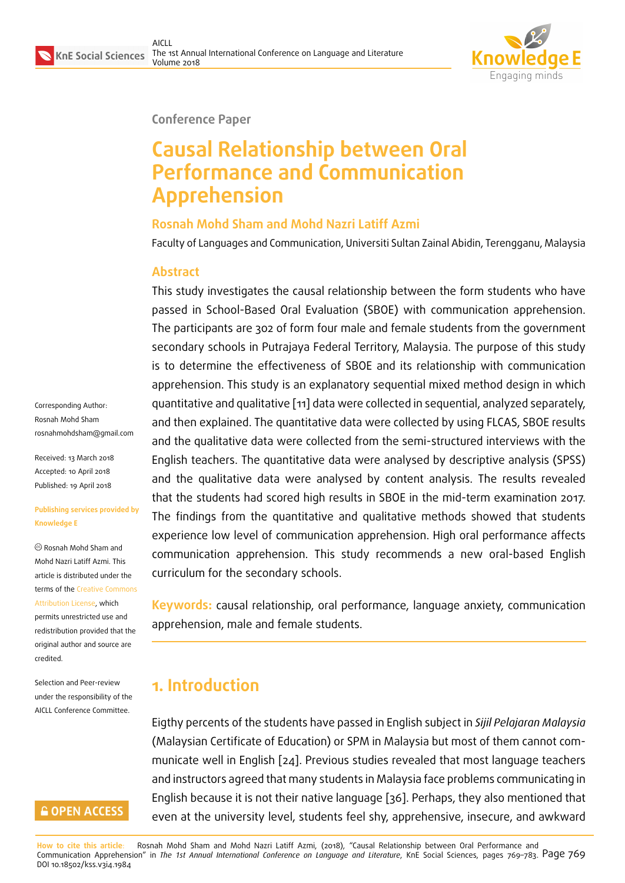Conference Paper

# Causal Relationship between Oral Performance and Communication Apprehension

**Rosnah Mohd Sham and Mohd Nazri Latiff Azmi**

Faculty of Languages and Communication, Universiti Sultan Zainal Abidin, Terengganu, Malaysia

## Abstract

This study investigates the causal relationship between the form students who have passed in School-Based Oral Evaluation (SBOE) with communication apprehension. The participants are 302 of form four male and female students from the government secondary schools in Putrajaya Federal Territory, Malaysia. The purpose of this study is to determine the effectiveness of SBOE and its relationship with communication apprehension. This study is an explanatory sequential mixed method design in which quantitative and qualitative [11] data were collected in sequential, analyzed separately, and then explained. The quantitative data were collected by using FLCAS, SBOE results and the qualitative data were collected from the semi-structured interviews with the English teachers. The quantitative data were analysed by descriptive analysis (SPSS) and the qualitative data were analysed by content analysis. The results revealed that the students had scored high results in SBOE in the mid-term examination 2017. The findings from the quantitative and qualitative methods showed that students experience low level of communication apprehension. High oral performance affects communication apprehension. This study recommends a new oral-based English curriculum for the secondary schools.

**Keywords:** causal relationship, oral performance, language anxiety, communication apprehension, male and female students.

Corresponding Author:
Rosnah Mohd Sham
rosnahmohdsham@gmail.com

Received: 13 March 2018
Accepted: 10 April 2018
Published: 19 April 2018

**Publishing services provided by Knowledge E**

© Rosnah Mohd Sham and Mohd Nazri Latiff Azmi. This article is distributed under the terms of the Creative Commons Attribution License, which permits unrestricted use and redistribution provided that the original author and source are credited.

Selection and Peer-review under the responsibility of the AICLL Conference Committee.

## 1. Introduction

Eigthy percents of the students have passed in English subject in *Sijil Pelajaran Malaysia* (Malaysian Certificate of Education) or SPM in Malaysia but most of them cannot communicate well in English [24]. Previous studies revealed that most language teachers and instructors agreed that many students in Malaysia face problems communicating in English because it is not their native language [36]. Perhaps, they also mentioned that even at the university level, students feel shy, apprehensive, insecure, and awkward

**How to cite this article:** Rosnah Mohd Sham and Mohd Nazri Latiff Azmi, (2018), "Causal Relationship between Oral Performance and Communication Apprehension" in *The 1st Annual International Conference on Language and Literature*, KnE Social Sciences, pages 769–783. DOI 10.18502/kss.v3i4.1984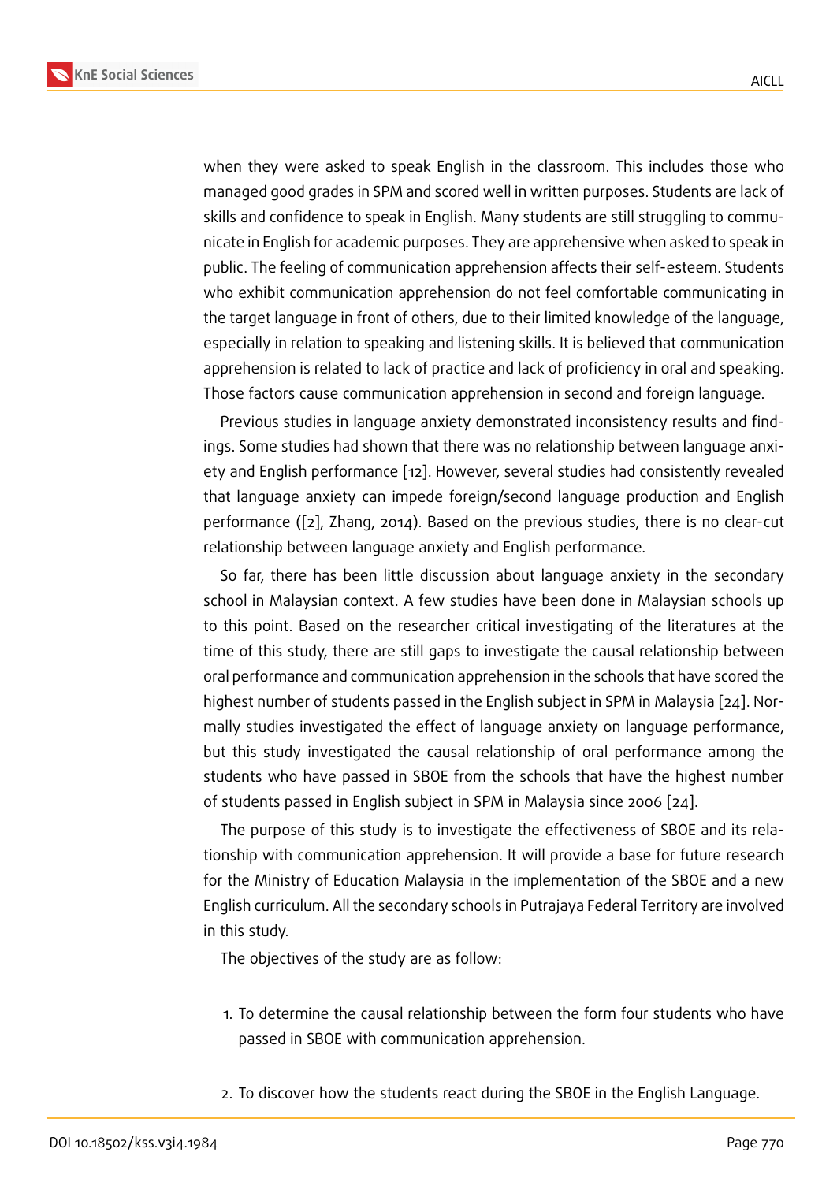when they were asked to speak English in the classroom. This includes those who managed good grades in SPM and scored well in written purposes. Students are lack of skills and confidence to speak in English. Many students are still struggling to communicate in English for academic purposes. They are apprehensive when asked to speak in public. The feeling of communication apprehension affects their self-esteem. Students who exhibit communication apprehension do not feel comfortable communicating in the target language in front of others, due to their limited knowledge of the language, especially in relation to speaking and listening skills. It is believed that communication apprehension is related to lack of practice and lack of proficiency in oral and speaking. Those factors cause communication apprehension in second and foreign language.

Previous studies in language anxiety demonstrated inconsistency results and findings. Some studies had shown that there was no relationship between language anxiety and English performance [12]. However, several studies had consistently revealed that language anxiety can impede foreign/second language production and English performance ([2], Zhang, 2014). Based on the previous studies, there is no clear-cut relationship between language anxiety and English performance.

So far, there has been little discussion about language anxiety in the secondary school in Malaysian context. A few studies have been done in Malaysian schools up to this point. Based on the researcher critical investigating of the literatures at the time of this study, there are still gaps to investigate the causal relationship between oral performance and communication apprehension in the schools that have scored the highest number of students passed in the English subject in SPM in Malaysia [24]. Normally studies investigated the effect of language anxiety on language performance, but this study investigated the causal relationship of oral performance among the students who have passed in SBOE from the schools that have the highest number of students passed in English subject in SPM in Malaysia since 2006 [24].

The purpose of this study is to investigate the effectiveness of SBOE and its relationship with communication apprehension. It will provide a base for future research for the Ministry of Education Malaysia in the implementation of the SBOE and a new English curriculum. All the secondary schools in Putrajaya Federal Territory are involved in this study.

The objectives of the study are as follow:

1. To determine the causal relationship between the form four students who have passed in SBOE with communication apprehension.

2. To discover how the students react during the SBOE in the English Language.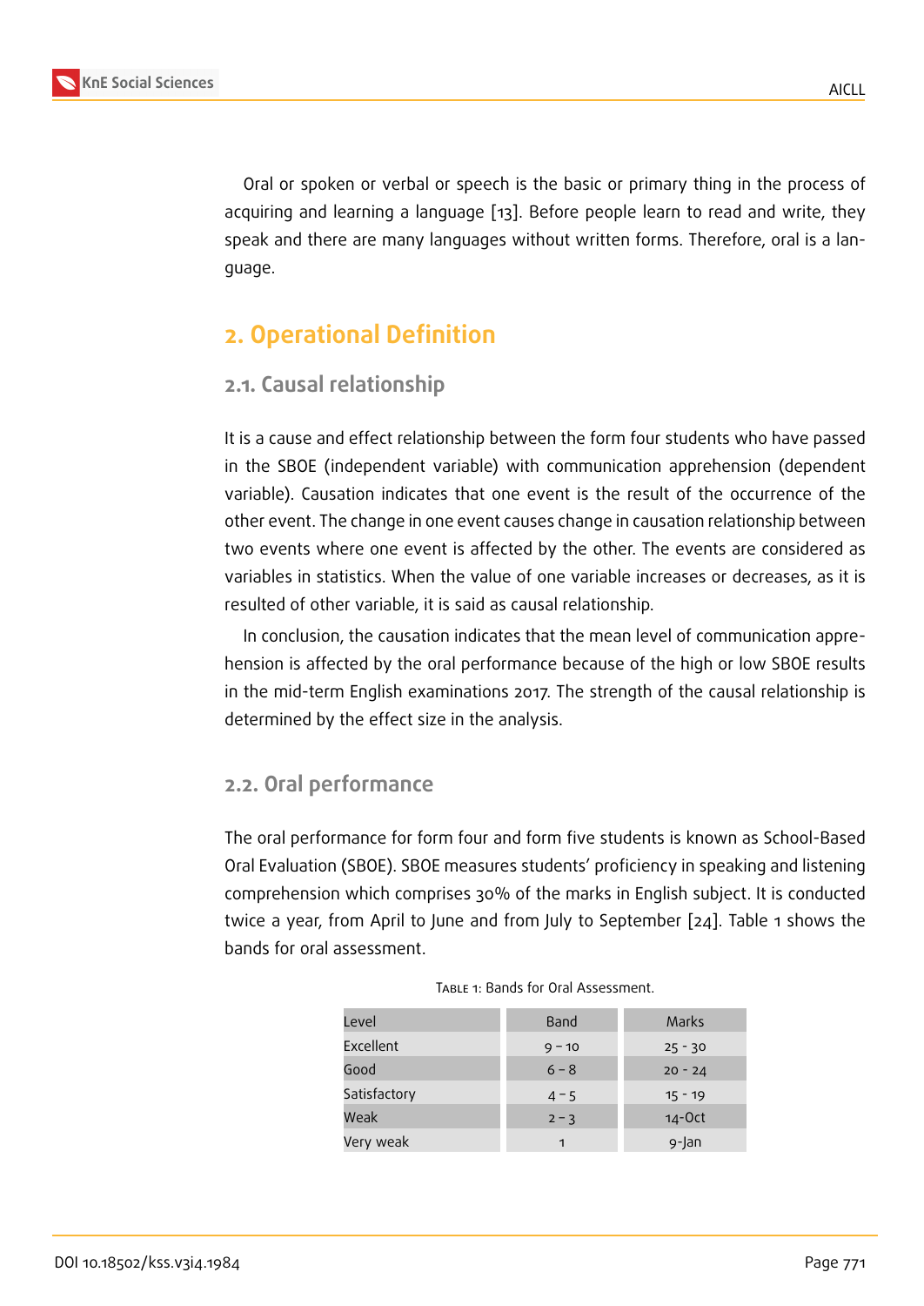Oral or spoken or verbal or speech is the basic or primary thing in the process of acquiring and learning a language [13]. Before people learn to read and write, they speak and there are many languages without written forms. Therefore, oral is a language.

## 2. Operational Definition

### 2.1. Causal relationship

It is a cause and effect relationship between the form four students who have passed in the SBOE (independent variable) with communication apprehension (dependent variable). Causation indicates that one event is the result of the occurrence of the other event. The change in one event causes change in causation relationship between two events where one event is affected by the other. The events are considered as variables in statistics. When the value of one variable increases or decreases, as it is resulted of other variable, it is said as causal relationship.

In conclusion, the causation indicates that the mean level of communication apprehension is affected by the oral performance because of the high or low SBOE results in the mid-term English examinations 2017. The strength of the causal relationship is determined by the effect size in the analysis.

### 2.2. Oral performance

The oral performance for form four and form five students is known as School-Based Oral Evaluation (SBOE). SBOE measures students' proficiency in speaking and listening comprehension which comprises 30% of the marks in English subject. It is conducted twice a year, from April to June and from July to September [24]. Table 1 shows the bands for oral assessment.

Table 1: Bands for Oral Assessment.

| Level | Band | Marks |
|---|---|---|
| Excellent | 9 – 10 | 25 - 30 |
| Good | 6 – 8 | 20 - 24 |
| Satisfactory | 4 – 5 | 15 - 19 |
| Weak | 2 – 3 | 14-Oct |
| Very weak | 1 | 9-Jan |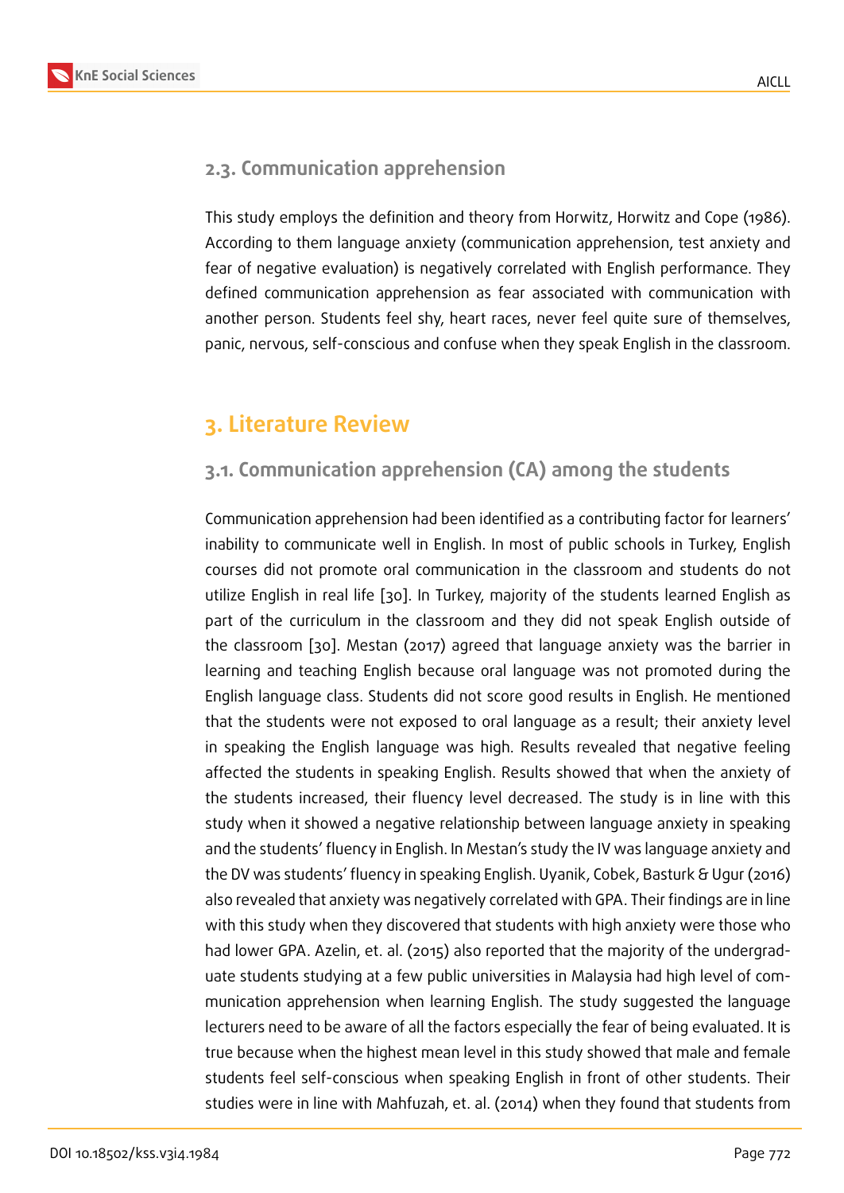### 2.3. Communication apprehension

This study employs the definition and theory from Horwitz, Horwitz and Cope (1986). According to them language anxiety (communication apprehension, test anxiety and fear of negative evaluation) is negatively correlated with English performance. They defined communication apprehension as fear associated with communication with another person. Students feel shy, heart races, never feel quite sure of themselves, panic, nervous, self-conscious and confuse when they speak English in the classroom.

## 3. Literature Review

### 3.1. Communication apprehension (CA) among the students

Communication apprehension had been identified as a contributing factor for learners' inability to communicate well in English. In most of public schools in Turkey, English courses did not promote oral communication in the classroom and students do not utilize English in real life [30]. In Turkey, majority of the students learned English as part of the curriculum in the classroom and they did not speak English outside of the classroom [30]. Mestan (2017) agreed that language anxiety was the barrier in learning and teaching English because oral language was not promoted during the English language class. Students did not score good results in English. He mentioned that the students were not exposed to oral language as a result; their anxiety level in speaking the English language was high. Results revealed that negative feeling affected the students in speaking English. Results showed that when the anxiety of the students increased, their fluency level decreased. The study is in line with this study when it showed a negative relationship between language anxiety in speaking and the students' fluency in English. In Mestan's study the IV was language anxiety and the DV was students' fluency in speaking English. Uyanik, Cobek, Basturk & Ugur (2016) also revealed that anxiety was negatively correlated with GPA. Their findings are in line with this study when they discovered that students with high anxiety were those who had lower GPA. Azelin, et. al. (2015) also reported that the majority of the undergraduate students studying at a few public universities in Malaysia had high level of communication apprehension when learning English. The study suggested the language lecturers need to be aware of all the factors especially the fear of being evaluated. It is true because when the highest mean level in this study showed that male and female students feel self-conscious when speaking English in front of other students. Their studies were in line with Mahfuzah, et. al. (2014) when they found that students from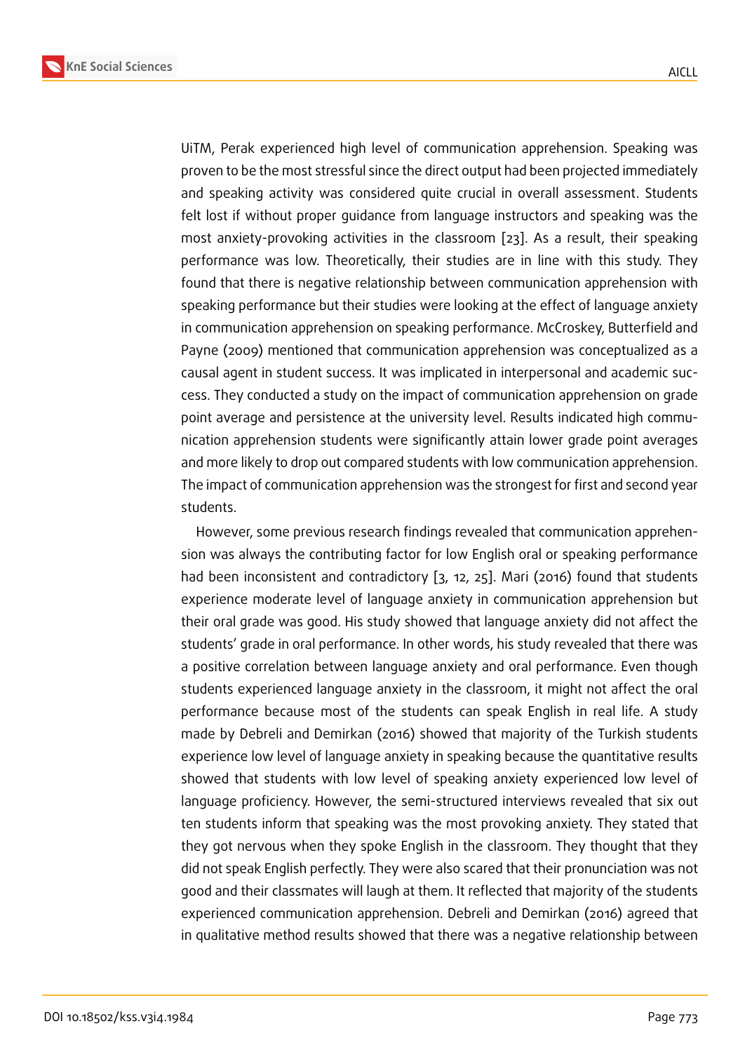UiTM, Perak experienced high level of communication apprehension. Speaking was proven to be the most stressful since the direct output had been projected immediately and speaking activity was considered quite crucial in overall assessment. Students felt lost if without proper guidance from language instructors and speaking was the most anxiety-provoking activities in the classroom [23]. As a result, their speaking performance was low. Theoretically, their studies are in line with this study. They found that there is negative relationship between communication apprehension with speaking performance but their studies were looking at the effect of language anxiety in communication apprehension on speaking performance. McCroskey, Butterfield and Payne (2009) mentioned that communication apprehension was conceptualized as a causal agent in student success. It was implicated in interpersonal and academic success. They conducted a study on the impact of communication apprehension on grade point average and persistence at the university level. Results indicated high communication apprehension students were significantly attain lower grade point averages and more likely to drop out compared students with low communication apprehension. The impact of communication apprehension was the strongest for first and second year students.

However, some previous research findings revealed that communication apprehension was always the contributing factor for low English oral or speaking performance had been inconsistent and contradictory [3, 12, 25]. Mari (2016) found that students experience moderate level of language anxiety in communication apprehension but their oral grade was good. His study showed that language anxiety did not affect the students' grade in oral performance. In other words, his study revealed that there was a positive correlation between language anxiety and oral performance. Even though students experienced language anxiety in the classroom, it might not affect the oral performance because most of the students can speak English in real life. A study made by Debreli and Demirkan (2016) showed that majority of the Turkish students experience low level of language anxiety in speaking because the quantitative results showed that students with low level of speaking anxiety experienced low level of language proficiency. However, the semi-structured interviews revealed that six out ten students inform that speaking was the most provoking anxiety. They stated that they got nervous when they spoke English in the classroom. They thought that they did not speak English perfectly. They were also scared that their pronunciation was not good and their classmates will laugh at them. It reflected that majority of the students experienced communication apprehension. Debreli and Demirkan (2016) agreed that in qualitative method results showed that there was a negative relationship between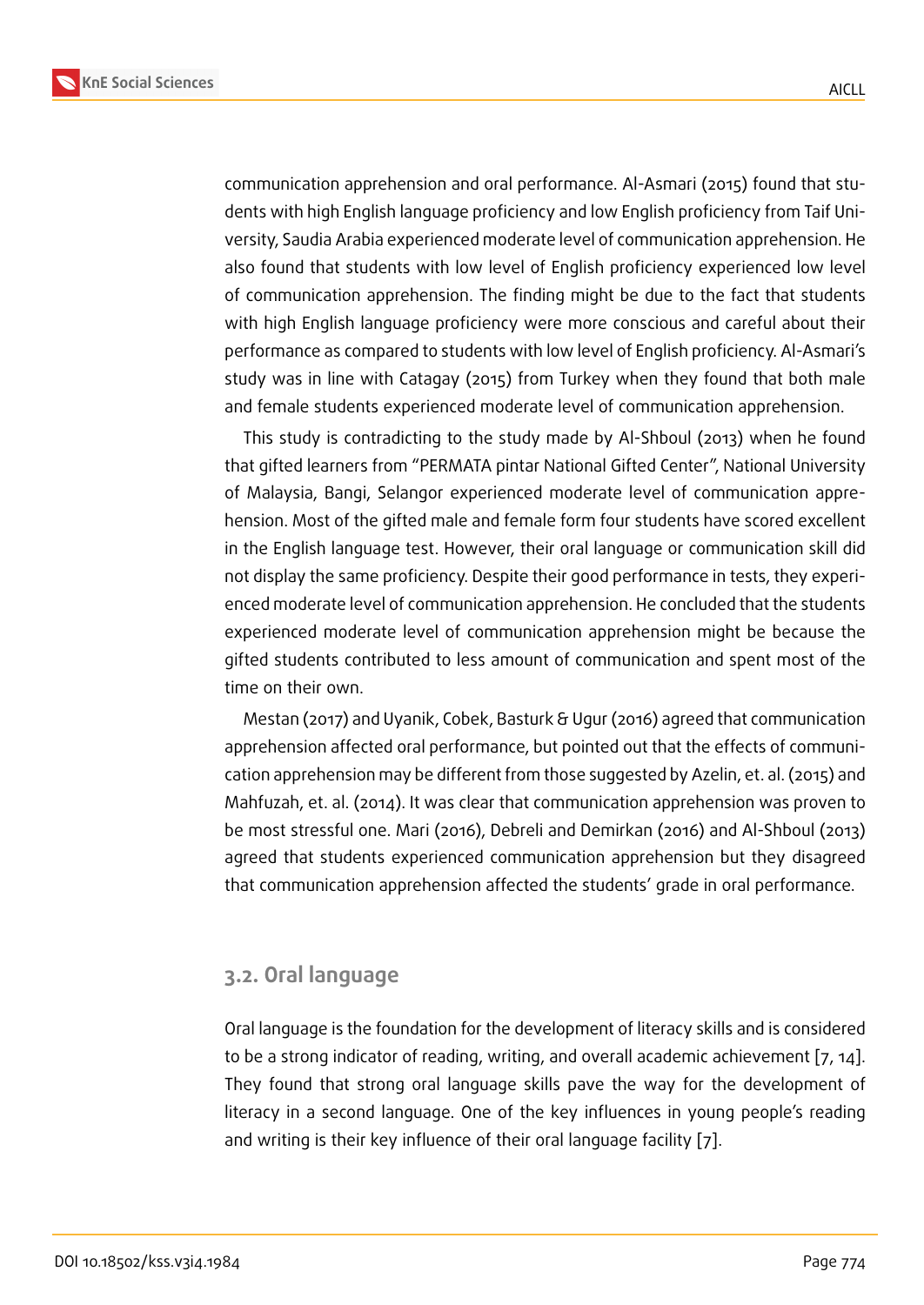communication apprehension and oral performance. Al-Asmari (2015) found that students with high English language proficiency and low English proficiency from Taif University, Saudia Arabia experienced moderate level of communication apprehension. He also found that students with low level of English proficiency experienced low level of communication apprehension. The finding might be due to the fact that students with high English language proficiency were more conscious and careful about their performance as compared to students with low level of English proficiency. Al-Asmari's study was in line with Catagay (2015) from Turkey when they found that both male and female students experienced moderate level of communication apprehension.

This study is contradicting to the study made by Al-Shboul (2013) when he found that gifted learners from "PERMATA pintar National Gifted Center", National University of Malaysia, Bangi, Selangor experienced moderate level of communication apprehension. Most of the gifted male and female form four students have scored excellent in the English language test. However, their oral language or communication skill did not display the same proficiency. Despite their good performance in tests, they experienced moderate level of communication apprehension. He concluded that the students experienced moderate level of communication apprehension might be because the gifted students contributed to less amount of communication and spent most of the time on their own.

Mestan (2017) and Uyanik, Cobek, Basturk & Ugur (2016) agreed that communication apprehension affected oral performance, but pointed out that the effects of communication apprehension may be different from those suggested by Azelin, et. al. (2015) and Mahfuzah, et. al. (2014). It was clear that communication apprehension was proven to be most stressful one. Mari (2016), Debreli and Demirkan (2016) and Al-Shboul (2013) agreed that students experienced communication apprehension but they disagreed that communication apprehension affected the students' grade in oral performance.

### 3.2. Oral language

Oral language is the foundation for the development of literacy skills and is considered to be a strong indicator of reading, writing, and overall academic achievement [7, 14]. They found that strong oral language skills pave the way for the development of literacy in a second language. One of the key influences in young people's reading and writing is their key influence of their oral language facility [7].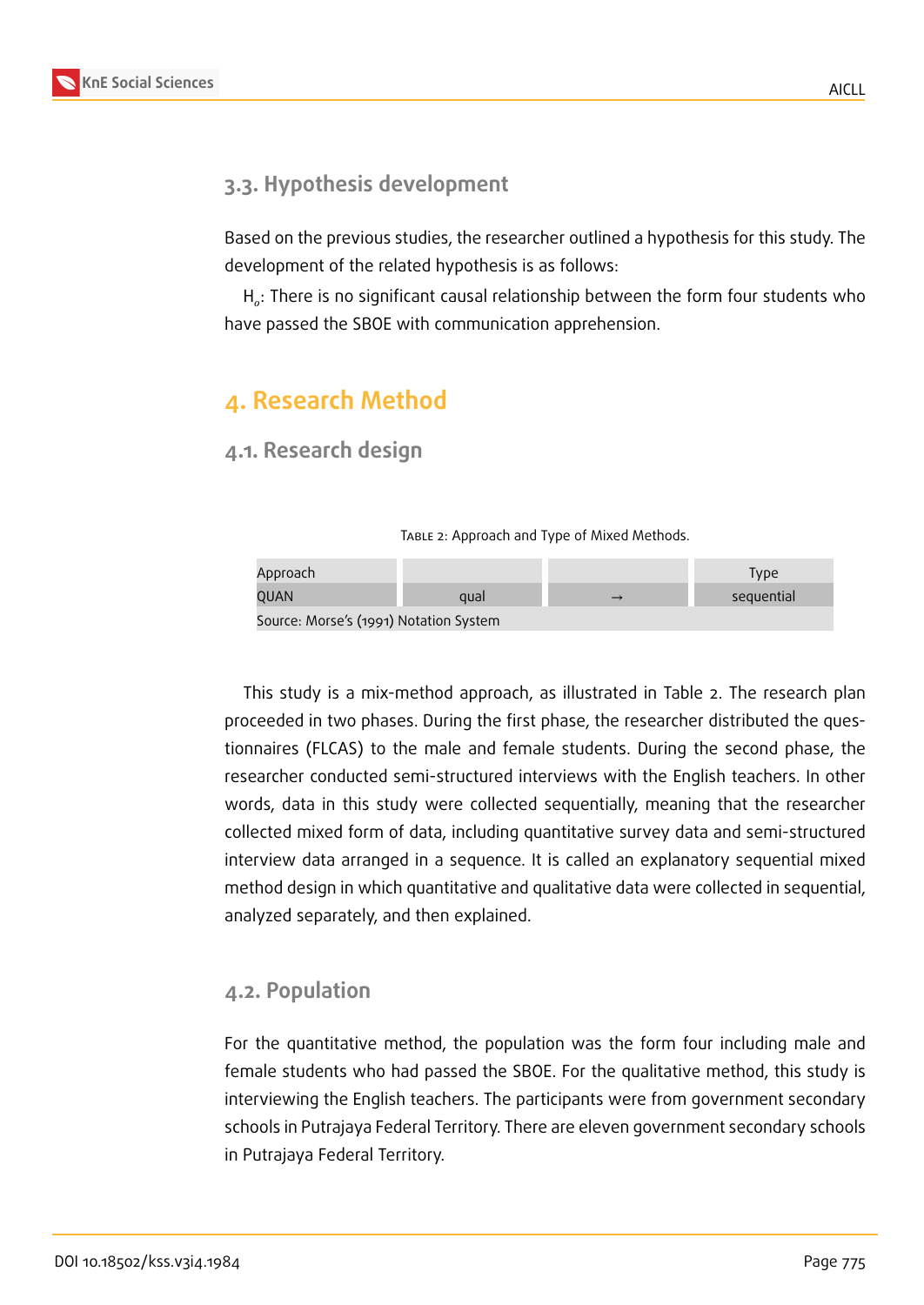### 3.3. Hypothesis development

Based on the previous studies, the researcher outlined a hypothesis for this study. The development of the related hypothesis is as follows:

$H_o$: There is no significant causal relationship between the form four students who have passed the SBOE with communication apprehension.

## 4. Research Method

### 4.1. Research design

Table 2: Approach and Type of Mixed Methods.

| Approach | | | Type |
|---|---|---|---|
| QUAN | qual | → | sequential |
| Source: Morse's (1991) Notation System | | | |

This study is a mix-method approach, as illustrated in Table 2. The research plan proceeded in two phases. During the first phase, the researcher distributed the questionnaires (FLCAS) to the male and female students. During the second phase, the researcher conducted semi-structured interviews with the English teachers. In other words, data in this study were collected sequentially, meaning that the researcher collected mixed form of data, including quantitative survey data and semi-structured interview data arranged in a sequence. It is called an explanatory sequential mixed method design in which quantitative and qualitative data were collected in sequential, analyzed separately, and then explained.

### 4.2. Population

For the quantitative method, the population was the form four including male and female students who had passed the SBOE. For the qualitative method, this study is interviewing the English teachers. The participants were from government secondary schools in Putrajaya Federal Territory. There are eleven government secondary schools in Putrajaya Federal Territory.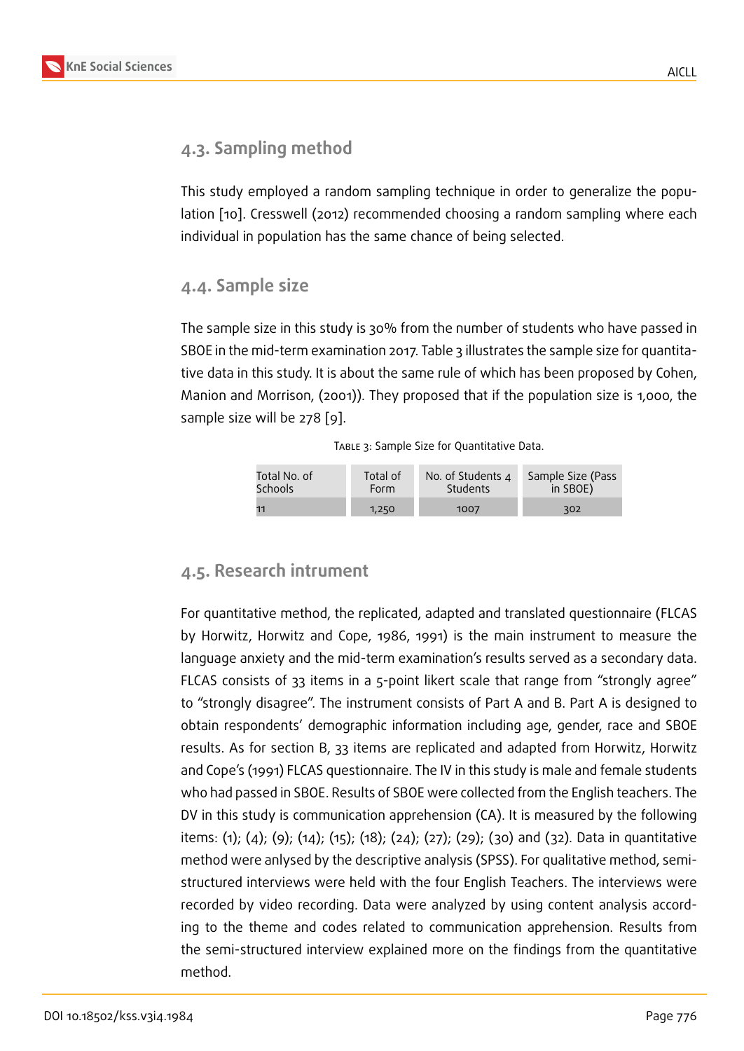## 4.3. Sampling method

This study employed a random sampling technique in order to generalize the population [10]. Cresswell (2012) recommended choosing a random sampling where each individual in population has the same chance of being selected.

## 4.4. Sample size

The sample size in this study is 30% from the number of students who have passed in SBOE in the mid-term examination 2017. Table 3 illustrates the sample size for quantitative data in this study. It is about the same rule of which has been proposed by Cohen, Manion and Morrison, (2001)). They proposed that if the population size is 1,000, the sample size will be 278 [9].

Table 3: Sample Size for Quantitative Data.

| Total No. of Schools | Total of Form | No. of Students 4 Students | Sample Size (Pass in SBOE) |
|---|---|---|---|
| 11 | 1,250 | 1007 | 302 |

## 4.5. Research intrument

For quantitative method, the replicated, adapted and translated questionnaire (FLCAS by Horwitz, Horwitz and Cope, 1986, 1991) is the main instrument to measure the language anxiety and the mid-term examination's results served as a secondary data. FLCAS consists of 33 items in a 5-point likert scale that range from "strongly agree" to "strongly disagree". The instrument consists of Part A and B. Part A is designed to obtain respondents' demographic information including age, gender, race and SBOE results. As for section B, 33 items are replicated and adapted from Horwitz, Horwitz and Cope's (1991) FLCAS questionnaire. The IV in this study is male and female students who had passed in SBOE. Results of SBOE were collected from the English teachers. The DV in this study is communication apprehension (CA). It is measured by the following items: (1); (4); (9); (14); (15); (18); (24); (27); (29); (30) and (32). Data in quantitative method were anlysed by the descriptive analysis (SPSS). For qualitative method, semi-structured interviews were held with the four English Teachers. The interviews were recorded by video recording. Data were analyzed by using content analysis according to the theme and codes related to communication apprehension. Results from the semi-structured interview explained more on the findings from the quantitative method.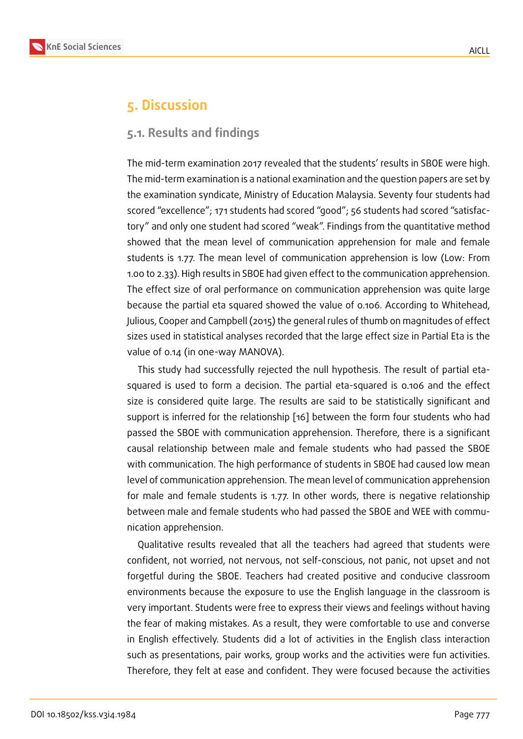# 5. Discussion

## 5.1. Results and findings

The mid-term examination 2017 revealed that the students' results in SBOE were high. The mid-term examination is a national examination and the question papers are set by the examination syndicate, Ministry of Education Malaysia. Seventy four students had scored "excellence"; 171 students had scored "good"; 56 students had scored "satisfactory" and only one student had scored "weak". Findings from the quantitative method showed that the mean level of communication apprehension for male and female students is 1.77. The mean level of communication apprehension is low (Low: From 1.00 to 2.33). High results in SBOE had given effect to the communication apprehension. The effect size of oral performance on communication apprehension was quite large because the partial eta squared showed the value of 0.106. According to Whitehead, Julious, Cooper and Campbell (2015) the general rules of thumb on magnitudes of effect sizes used in statistical analyses recorded that the large effect size in Partial Eta is the value of 0.14 (in one-way MANOVA).

This study had successfully rejected the null hypothesis. The result of partial eta-squared is used to form a decision. The partial eta-squared is 0.106 and the effect size is considered quite large. The results are said to be statistically significant and support is inferred for the relationship [16] between the form four students who had passed the SBOE with communication apprehension. Therefore, there is a significant causal relationship between male and female students who had passed the SBOE with communication. The high performance of students in SBOE had caused low mean level of communication apprehension. The mean level of communication apprehension for male and female students is 1.77. In other words, there is negative relationship between male and female students who had passed the SBOE and WEE with communication apprehension.

Qualitative results revealed that all the teachers had agreed that students were confident, not worried, not nervous, not self-conscious, not panic, not upset and not forgetful during the SBOE. Teachers had created positive and conducive classroom environments because the exposure to use the English language in the classroom is very important. Students were free to express their views and feelings without having the fear of making mistakes. As a result, they were comfortable to use and converse in English effectively. Students did a lot of activities in the English class interaction such as presentations, pair works, group works and the activities were fun activities. Therefore, they felt at ease and confident. They were focused because the activities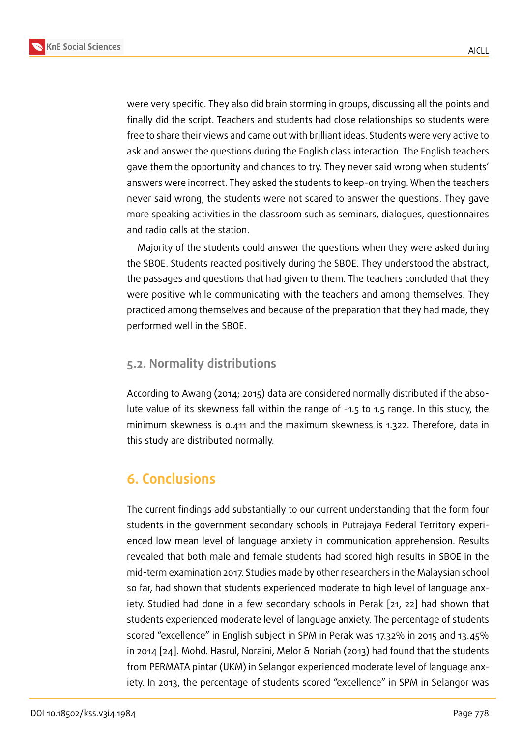were very specific. They also did brain storming in groups, discussing all the points and finally did the script. Teachers and students had close relationships so students were free to share their views and came out with brilliant ideas. Students were very active to ask and answer the questions during the English class interaction. The English teachers gave them the opportunity and chances to try. They never said wrong when students' answers were incorrect. They asked the students to keep-on trying. When the teachers never said wrong, the students were not scared to answer the questions. They gave more speaking activities in the classroom such as seminars, dialogues, questionnaires and radio calls at the station.

Majority of the students could answer the questions when they were asked during the SBOE. Students reacted positively during the SBOE. They understood the abstract, the passages and questions that had given to them. The teachers concluded that they were positive while communicating with the teachers and among themselves. They practiced among themselves and because of the preparation that they had made, they performed well in the SBOE.

### 5.2. Normality distributions

According to Awang (2014; 2015) data are considered normally distributed if the absolute value of its skewness fall within the range of -1.5 to 1.5 range. In this study, the minimum skewness is 0.411 and the maximum skewness is 1.322. Therefore, data in this study are distributed normally.

## 6. Conclusions

The current findings add substantially to our current understanding that the form four students in the government secondary schools in Putrajaya Federal Territory experienced low mean level of language anxiety in communication apprehension. Results revealed that both male and female students had scored high results in SBOE in the mid-term examination 2017. Studies made by other researchers in the Malaysian school so far, had shown that students experienced moderate to high level of language anxiety. Studied had done in a few secondary schools in Perak [21, 22] had shown that students experienced moderate level of language anxiety. The percentage of students scored "excellence" in English subject in SPM in Perak was 17.32% in 2015 and 13.45% in 2014 [24]. Mohd. Hasrul, Noraini, Melor & Noriah (2013) had found that the students from PERMATA pintar (UKM) in Selangor experienced moderate level of language anxiety. In 2013, the percentage of students scored "excellence" in SPM in Selangor was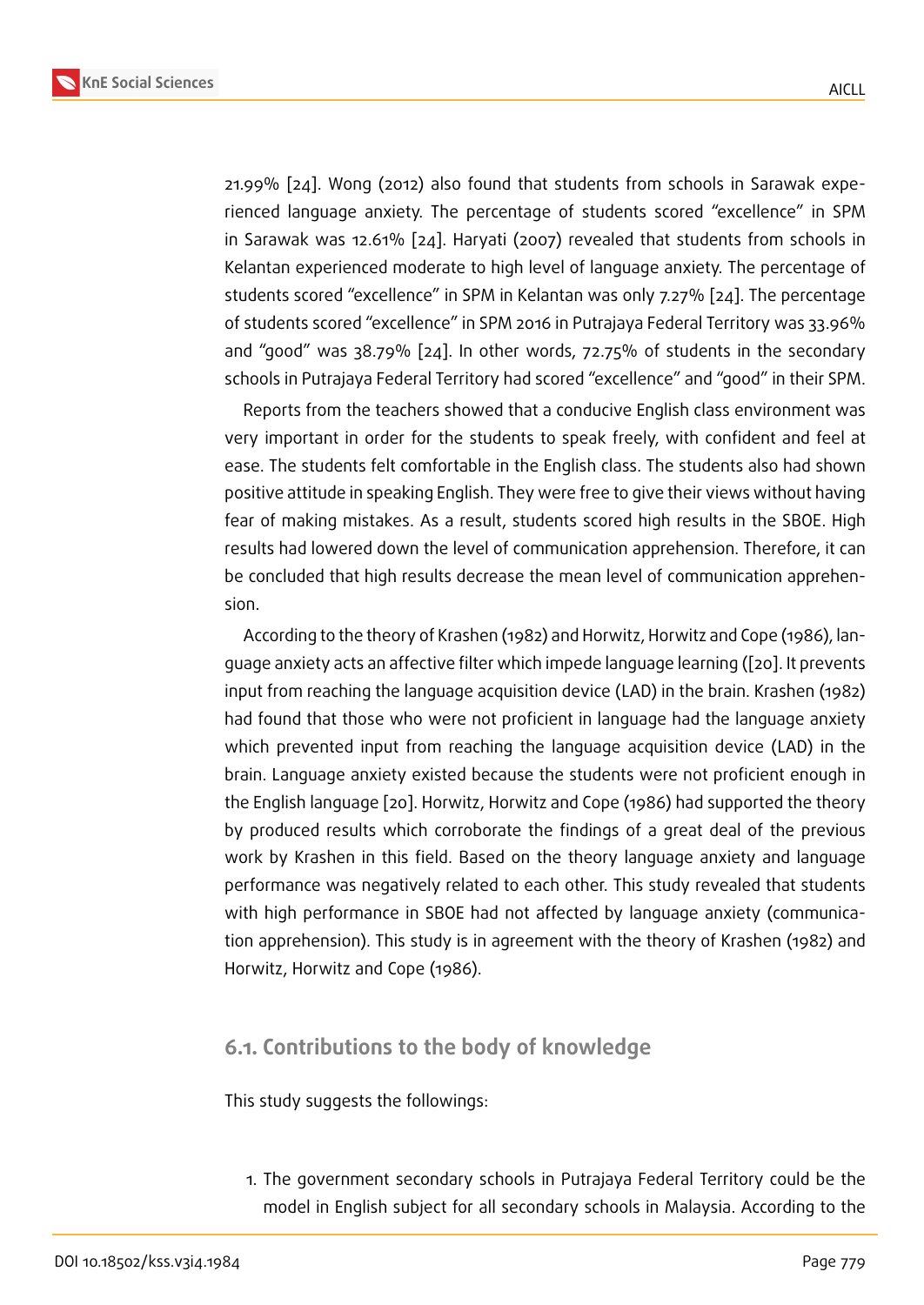21.99% [24]. Wong (2012) also found that students from schools in Sarawak experienced language anxiety. The percentage of students scored "excellence" in SPM in Sarawak was 12.61% [24]. Haryati (2007) revealed that students from schools in Kelantan experienced moderate to high level of language anxiety. The percentage of students scored "excellence" in SPM in Kelantan was only 7.27% [24]. The percentage of students scored "excellence" in SPM 2016 in Putrajaya Federal Territory was 33.96% and "good" was 38.79% [24]. In other words, 72.75% of students in the secondary schools in Putrajaya Federal Territory had scored "excellence" and "good" in their SPM.

Reports from the teachers showed that a conducive English class environment was very important in order for the students to speak freely, with confident and feel at ease. The students felt comfortable in the English class. The students also had shown positive attitude in speaking English. They were free to give their views without having fear of making mistakes. As a result, students scored high results in the SBOE. High results had lowered down the level of communication apprehension. Therefore, it can be concluded that high results decrease the mean level of communication apprehension.

According to the theory of Krashen (1982) and Horwitz, Horwitz and Cope (1986), language anxiety acts an affective filter which impede language learning ([20]. It prevents input from reaching the language acquisition device (LAD) in the brain. Krashen (1982) had found that those who were not proficient in language had the language anxiety which prevented input from reaching the language acquisition device (LAD) in the brain. Language anxiety existed because the students were not proficient enough in the English language [20]. Horwitz, Horwitz and Cope (1986) had supported the theory by produced results which corroborate the findings of a great deal of the previous work by Krashen in this field. Based on the theory language anxiety and language performance was negatively related to each other. This study revealed that students with high performance in SBOE had not affected by language anxiety (communication apprehension). This study is in agreement with the theory of Krashen (1982) and Horwitz, Horwitz and Cope (1986).

### 6.1. Contributions to the body of knowledge

This study suggests the followings:

1. The government secondary schools in Putrajaya Federal Territory could be the model in English subject for all secondary schools in Malaysia. According to the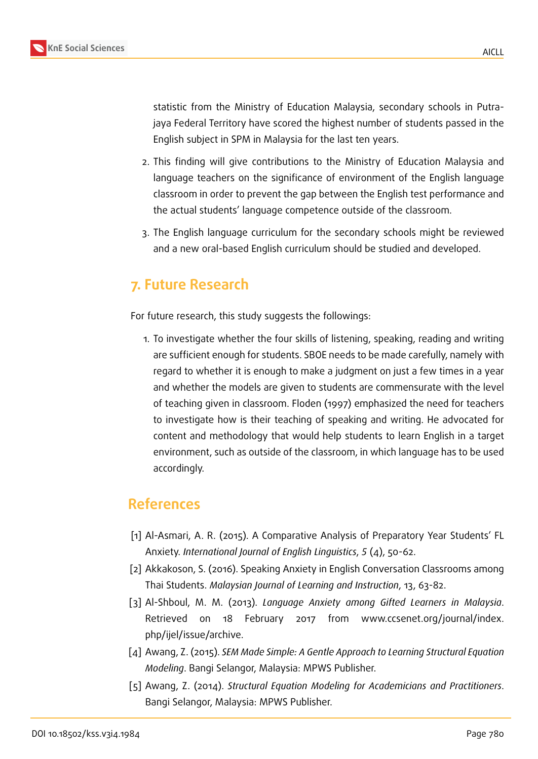statistic from the Ministry of Education Malaysia, secondary schools in Putrajaya Federal Territory have scored the highest number of students passed in the English subject in SPM in Malaysia for the last ten years.

2. This finding will give contributions to the Ministry of Education Malaysia and language teachers on the significance of environment of the English language classroom in order to prevent the gap between the English test performance and the actual students' language competence outside of the classroom.

3. The English language curriculum for the secondary schools might be reviewed and a new oral-based English curriculum should be studied and developed.

## 7. Future Research

For future research, this study suggests the followings:

1. To investigate whether the four skills of listening, speaking, reading and writing are sufficient enough for students. SBOE needs to be made carefully, namely with regard to whether it is enough to make a judgment on just a few times in a year and whether the models are given to students are commensurate with the level of teaching given in classroom. Floden (1997) emphasized the need for teachers to investigate how is their teaching of speaking and writing. He advocated for content and methodology that would help students to learn English in a target environment, such as outside of the classroom, in which language has to be used accordingly.

## References

[1] Al-Asmari, A. R. (2015). A Comparative Analysis of Preparatory Year Students' FL Anxiety. *International Journal of English Linguistics*, *5* (4), 50-62.

[2] Akkakoson, S. (2016). Speaking Anxiety in English Conversation Classrooms among Thai Students. *Malaysian Journal of Learning and Instruction*, 13, 63-82.

[3] Al-Shboul, M. M. (2013). *Language Anxiety among Gifted Learners in Malaysia*. Retrieved on 18 February 2017 from www.ccsenet.org/journal/index.php/ijel/issue/archive.

[4] Awang, Z. (2015). *SEM Made Simple: A Gentle Approach to Learning Structural Equation Modeling*. Bangi Selangor, Malaysia: MPWS Publisher.

[5] Awang, Z. (2014). *Structural Equation Modeling for Academicians and Practitioners*. Bangi Selangor, Malaysia: MPWS Publisher.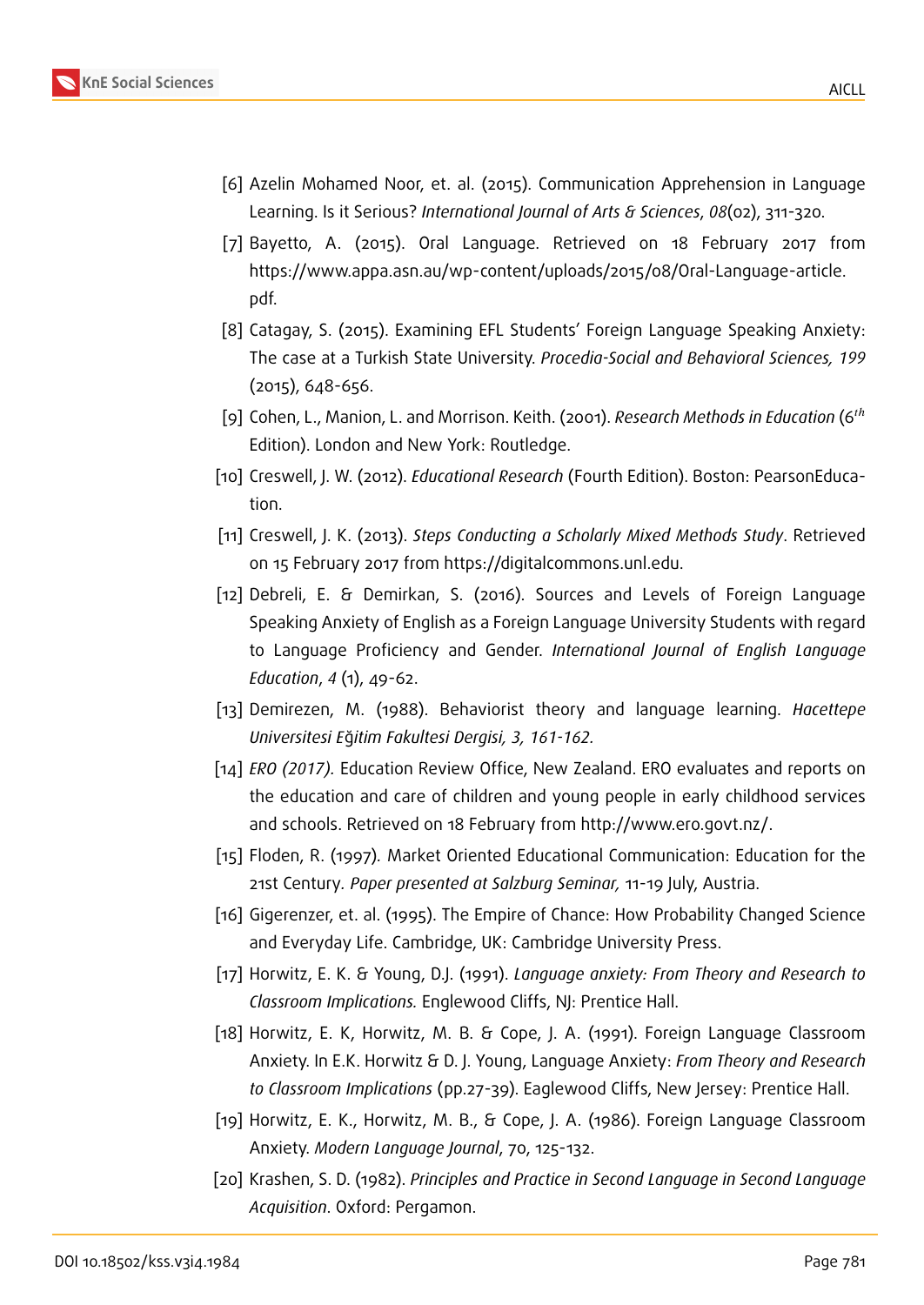[6] Azelin Mohamed Noor, et. al. (2015). Communication Apprehension in Language Learning. Is it Serious? *International Journal of Arts & Sciences*, *08*(02), 311-320.

[7] Bayetto, A. (2015). Oral Language. Retrieved on 18 February 2017 from https://www.appa.asn.au/wp-content/uploads/2015/08/Oral-Language-article.pdf.

[8] Catagay, S. (2015). Examining EFL Students' Foreign Language Speaking Anxiety: The case at a Turkish State University. *Procedia-Social and Behavioral Sciences, 199* (2015), 648-656.

[9] Cohen, L., Manion, L. and Morrison. Keith. (2001). *Research Methods in Education* (6*th* Edition). London and New York: Routledge.

[10] Creswell, J. W. (2012). *Educational Research* (Fourth Edition). Boston: PearsonEducation.

[11] Creswell, J. K. (2013). *Steps Conducting a Scholarly Mixed Methods Study*. Retrieved on 15 February 2017 from https://digitalcommons.unl.edu.

[12] Debreli, E. & Demirkan, S. (2016). Sources and Levels of Foreign Language Speaking Anxiety of English as a Foreign Language University Students with regard to Language Proficiency and Gender. *International Journal of English Language Education*, *4* (1), 49-62.

[13] Demirezen, M. (1988). Behaviorist theory and language learning. *Hacettepe Universitesi Eğitim Fakultesi Dergisi, 3, 161-162.*

[14] *ERO (2017).* Education Review Office, New Zealand. ERO evaluates and reports on the education and care of children and young people in early childhood services and schools. Retrieved on 18 February from http://www.ero.govt.nz/.

[15] Floden, R. (1997). Market Oriented Educational Communication: Education for the 21st Century. *Paper presented at Salzburg Seminar,* 11-19 July, Austria.

[16] Gigerenzer, et. al. (1995). The Empire of Chance: How Probability Changed Science and Everyday Life. Cambridge, UK: Cambridge University Press.

[17] Horwitz, E. K. & Young, D.J. (1991). *Language anxiety: From Theory and Research to Classroom Implications.* Englewood Cliffs, NJ: Prentice Hall.

[18] Horwitz, E. K, Horwitz, M. B. & Cope, J. A. (1991). Foreign Language Classroom Anxiety. In E.K. Horwitz & D. J. Young, Language Anxiety: *From Theory and Research to Classroom Implications* (pp.27-39). Eaglewood Cliffs, New Jersey: Prentice Hall.

[19] Horwitz, E. K., Horwitz, M. B., & Cope, J. A. (1986). Foreign Language Classroom Anxiety. *Modern Language Journal*, 70, 125-132.

[20] Krashen, S. D. (1982). *Principles and Practice in Second Language in Second Language Acquisition*. Oxford: Pergamon.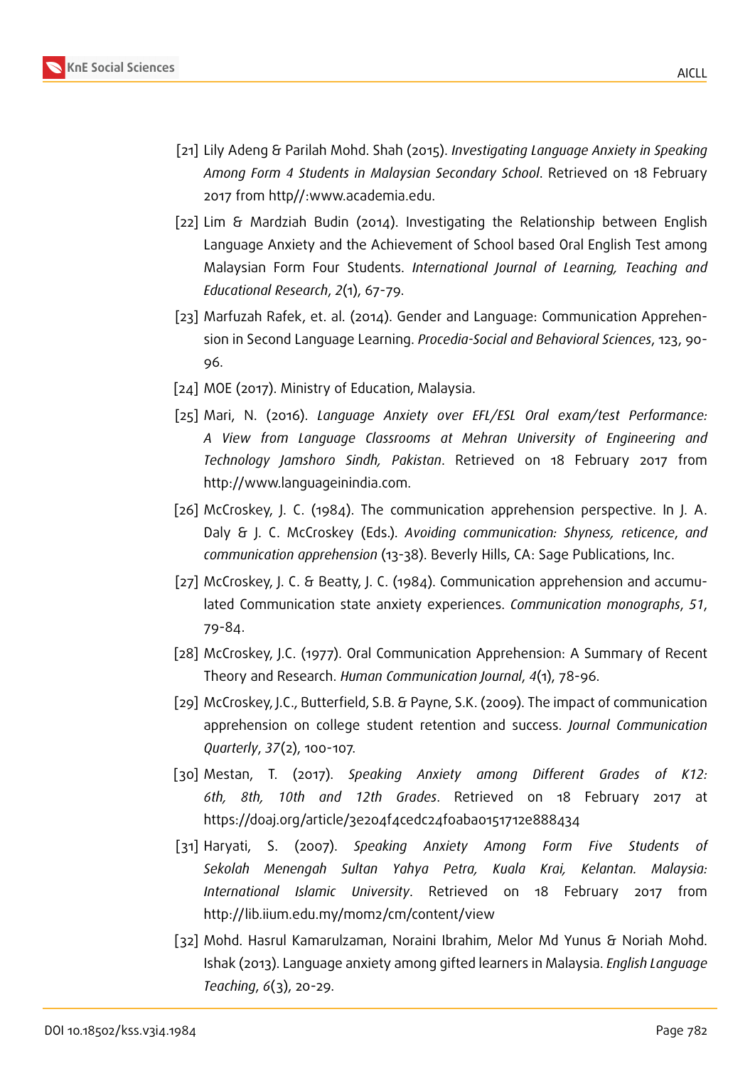[21] Lily Adeng & Parilah Mohd. Shah (2015). *Investigating Language Anxiety in Speaking Among Form 4 Students in Malaysian Secondary School*. Retrieved on 18 February 2017 from http//:www.academia.edu.

[22] Lim & Mardziah Budin (2014). Investigating the Relationship between English Language Anxiety and the Achievement of School based Oral English Test among Malaysian Form Four Students. *International Journal of Learning, Teaching and Educational Research*, *2*(1), 67-79.

[23] Marfuzah Rafek, et. al. (2014). Gender and Language: Communication Apprehension in Second Language Learning. *Procedia-Social and Behavioral Sciences*, 123, 90-96.

[24] MOE (2017). Ministry of Education, Malaysia.

[25] Mari, N. (2016). *Language Anxiety over EFL/ESL Oral exam/test Performance: A View from Language Classrooms at Mehran University of Engineering and Technology Jamshoro Sindh, Pakistan*. Retrieved on 18 February 2017 from http://www.languageinindia.com.

[26] McCroskey, J. C. (1984). The communication apprehension perspective. In J. A. Daly & J. C. McCroskey (Eds.). *Avoiding communication: Shyness, reticence, and communication apprehension* (13-38). Beverly Hills, CA: Sage Publications, Inc.

[27] McCroskey, J. C. & Beatty, J. C. (1984). Communication apprehension and accumulated Communication state anxiety experiences. *Communication monographs*, *51*, 79-84.

[28] McCroskey, J.C. (1977). Oral Communication Apprehension: A Summary of Recent Theory and Research. *Human Communication Journal*, *4*(1), 78-96.

[29] McCroskey, J.C., Butterfield, S.B. & Payne, S.K. (2009). The impact of communication apprehension on college student retention and success. *Journal Communication Quarterly*, *37*(2), 100-107.

[30] Mestan, T. (2017). *Speaking Anxiety among Different Grades of K12: 6th, 8th, 10th and 12th Grades*. Retrieved on 18 February 2017 at https://doaj.org/article/3e204f4cedc24f0aba0151712e888434

[31] Haryati, S. (2007). *Speaking Anxiety Among Form Five Students of Sekolah Menengah Sultan Yahya Petra, Kuala Krai, Kelantan. Malaysia: International Islamic University*. Retrieved on 18 February 2017 from http://lib.iium.edu.my/mom2/cm/content/view

[32] Mohd. Hasrul Kamarulzaman, Noraini Ibrahim, Melor Md Yunus & Noriah Mohd. Ishak (2013). Language anxiety among gifted learners in Malaysia. *English Language Teaching*, *6*(3), 20-29.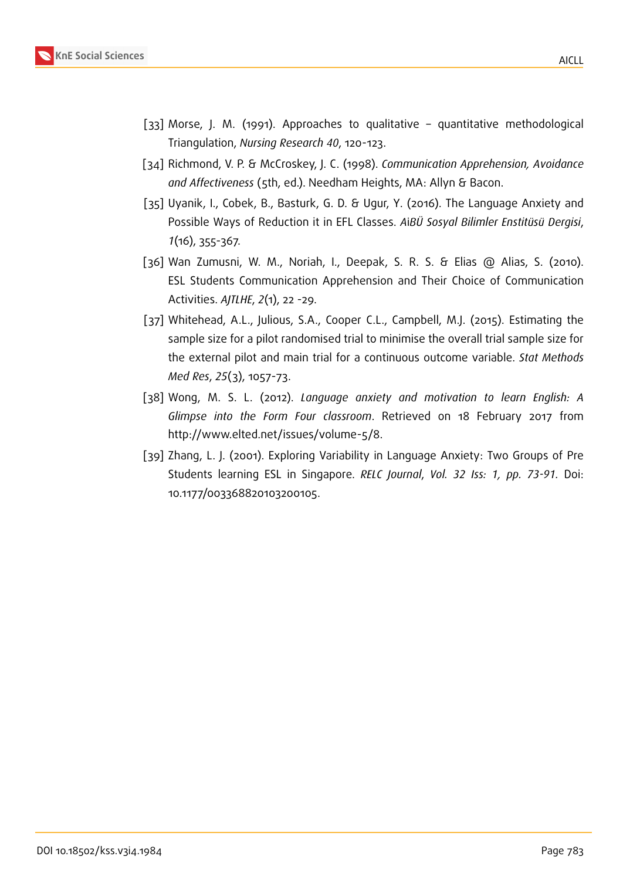[33] Morse, J. M. (1991). Approaches to qualitative – quantitative methodological Triangulation, *Nursing Research 40*, 120-123.

[34] Richmond, V. P. & McCroskey, J. C. (1998). *Communication Apprehension, Avoidance and Affectiveness* (5th, ed.). Needham Heights, MA: Allyn & Bacon.

[35] Uyanik, I., Cobek, B., Basturk, G. D. & Ugur, Y. (2016). The Language Anxiety and Possible Ways of Reduction it in EFL Classes. *AiBÜ Sosyal Bilimler Enstitüsü Dergisi*, *1*(16), 355-367.

[36] Wan Zumusni, W. M., Noriah, I., Deepak, S. R. S. & Elias @ Alias, S. (2010). ESL Students Communication Apprehension and Their Choice of Communication Activities. *AJTLHE*, *2*(1), 22 -29.

[37] Whitehead, A.L., Julious, S.A., Cooper C.L., Campbell, M.J. (2015). Estimating the sample size for a pilot randomised trial to minimise the overall trial sample size for the external pilot and main trial for a continuous outcome variable. *Stat Methods Med Res*, *25*(3), 1057-73.

[38] Wong, M. S. L. (2012). *Language anxiety and motivation to learn English: A Glimpse into the Form Four classroom*. Retrieved on 18 February 2017 from http://www.elted.net/issues/volume-5/8.

[39] Zhang, L. J. (2001). Exploring Variability in Language Anxiety: Two Groups of Pre Students learning ESL in Singapore. *RELC Journal*, *Vol. 32 Iss: 1, pp. 73-91*. Doi: 10.1177/003368820103200105.